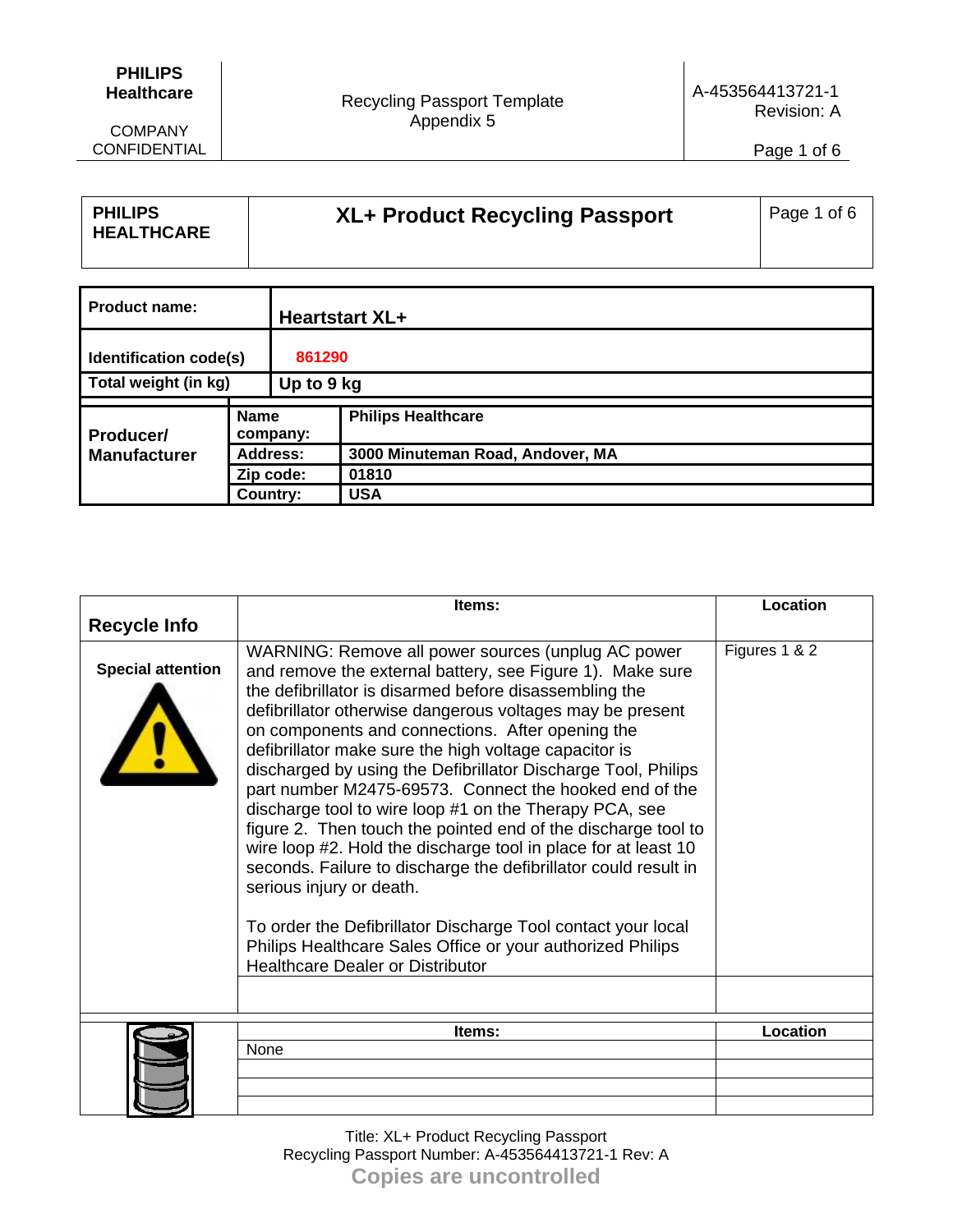| PHILIPS HEALTHCARE | XL+ Product Recycling Passport |
|---|---|

| Product name: | Heartstart XL+ |
|---|---|
| Identification code(s) | 861290 |
| Total weight (in kg) | Up to 9 kg |

| Producer/ Manufacturer | | |
|---|---|---|
| | Name company: | Philips Healthcare |
| | Address: | 3000 Minuteman Road, Andover, MA |
| | Zip code: | 01810 |
| | Country: | USA |

| Recycle Info | Items: | Location |
|---|---|---|
| Special attention | WARNING: Remove all power sources (unplug AC power and remove the external battery, see Figure 1). Make sure the defibrillator is disarmed before disassembling the defibrillator otherwise dangerous voltages may be present on components and connections. After opening the defibrillator make sure the high voltage capacitor is discharged by using the Defibrillator Discharge Tool, Philips part number M2475-69573. Connect the hooked end of the discharge tool to wire loop #1 on the Therapy PCA, see figure 2. Then touch the pointed end of the discharge tool to wire loop #2. Hold the discharge tool in place for at least 10 seconds. Failure to discharge the defibrillator could result in serious injury or death.<br><br>To order the Defibrillator Discharge Tool contact your local Philips Healthcare Sales Office or your authorized Philips Healthcare Dealer or Distributor | Figures 1 & 2 |
| | | |

| | Items: | Location |
|---|---|---|
| | None | |
| | | |
| | | |
| | | |

Title: XL+ Product Recycling Passport
Recycling Passport Number: A-453564413721-1 Rev: A
**Copies are uncontrolled**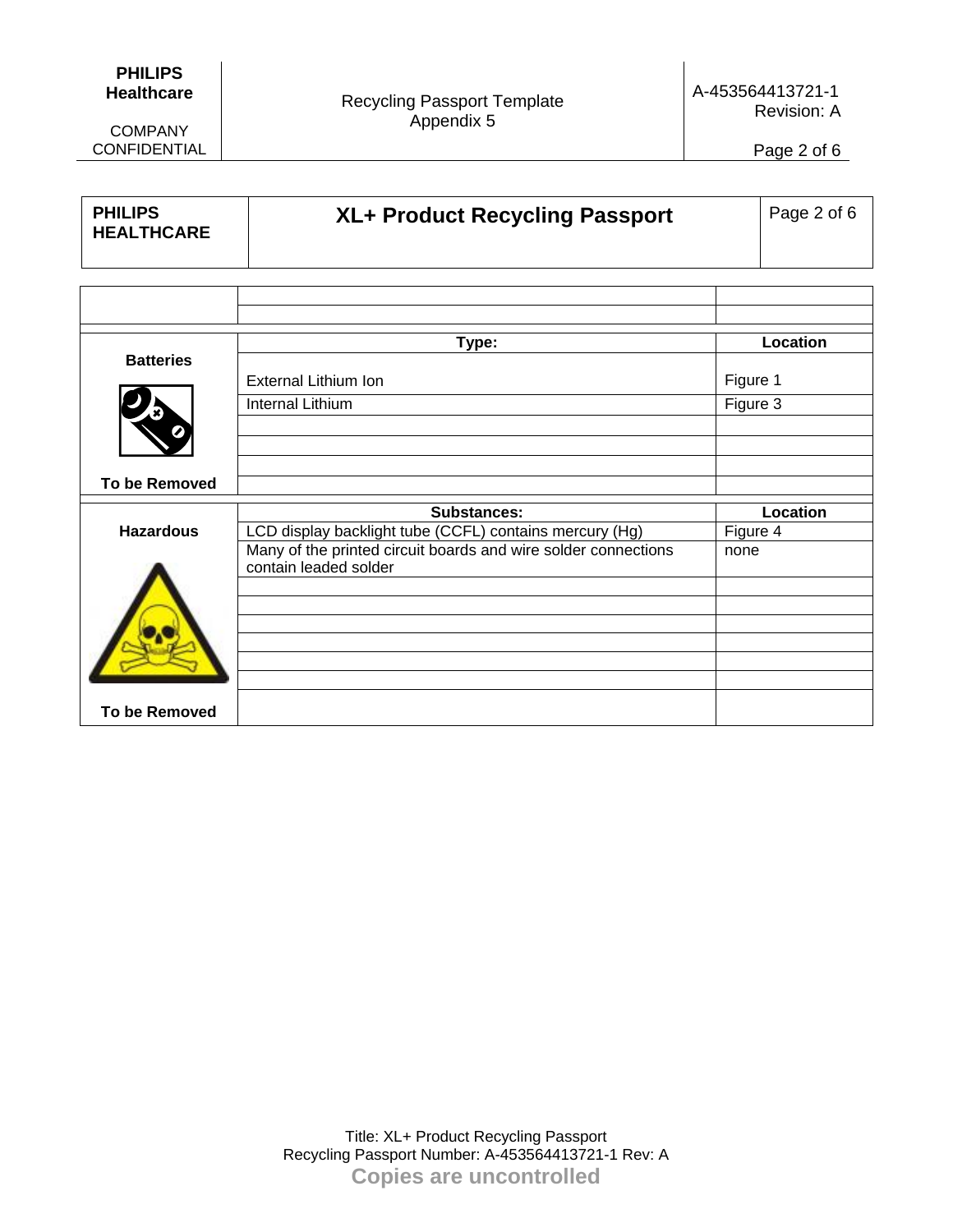| PHILIPS HEALTHCARE | XL+ Product Recycling Passport |
|---|---|

| | | |
|---|---|---|
| | | |
| | | |
| **Batteries** | **Type:** | **Location** |
| | External Lithium Ion | Figure 1 |
| | Internal Lithium | Figure 3 |
| | | |
| | | |
| | | |
| **To be Removed** | | |
| **Hazardous** | **Substances:** | **Location** |
| | LCD display backlight tube (CCFL) contains mercury (Hg) | Figure 4 |
| | Many of the printed circuit boards and wire solder connections contain leaded solder | none |
| | | |
| | | |
| | | |
| | | |
| | | |
| | | |
| **To be Removed** | | |

Title: XL+ Product Recycling Passport
Recycling Passport Number: A-453564413721-1 Rev: A
**Copies are uncontrolled**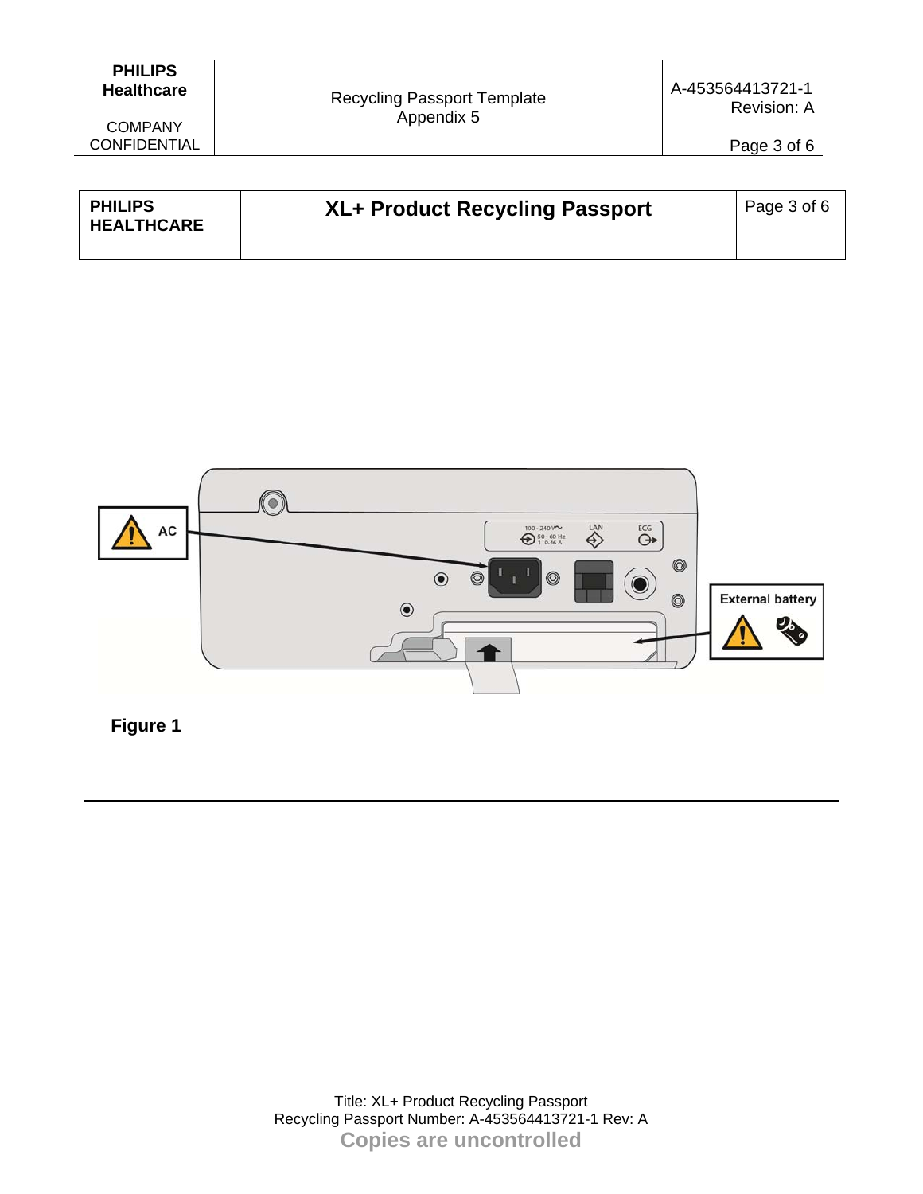| PHILIPS HEALTHCARE | XL+ Product Recycling Passport | Page 3 of 6 |
|---|---|---|

Figure 1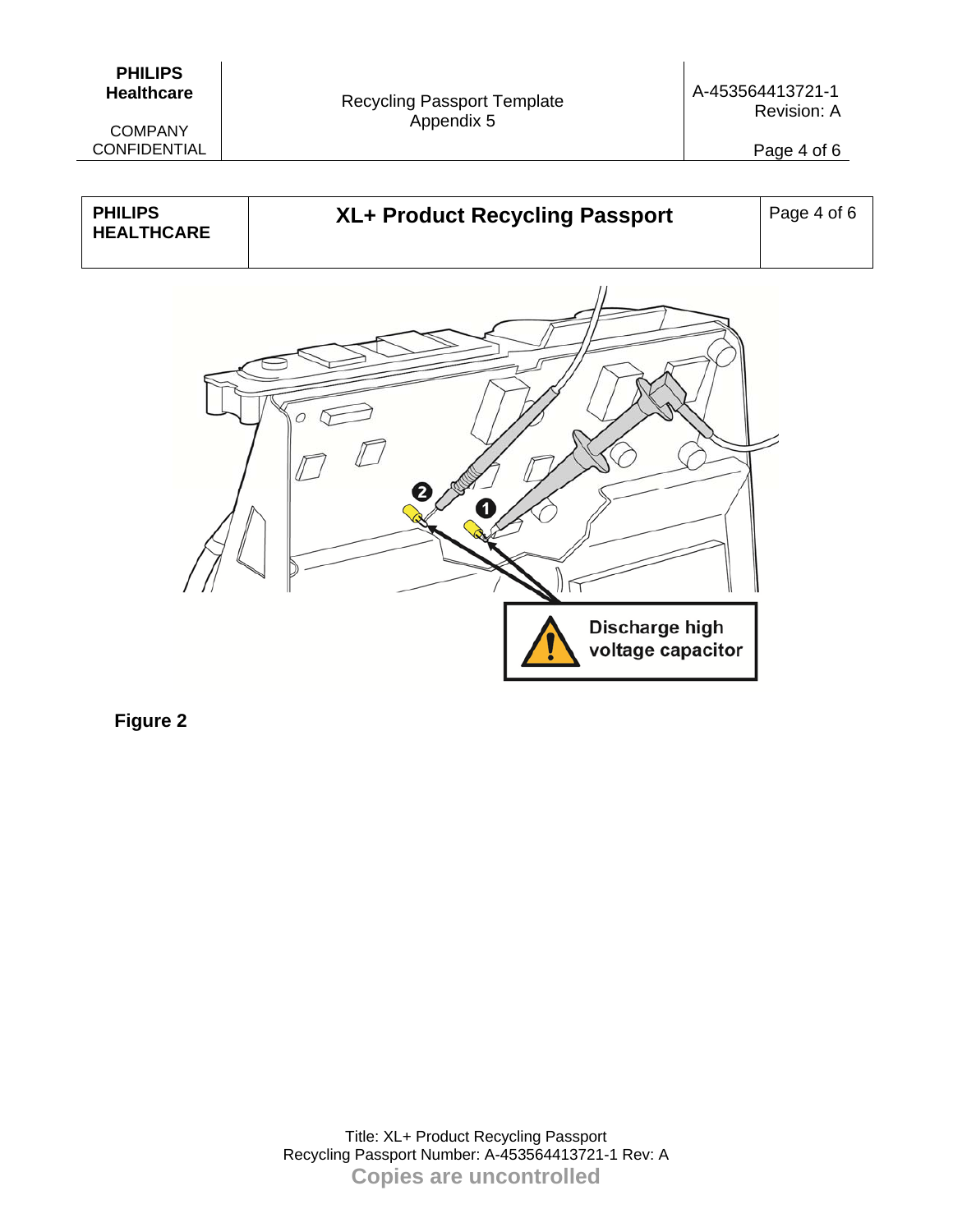| PHILIPS HEALTHCARE | XL+ Product Recycling Passport | Page 4 of 6 |
| --- | --- | --- |

Discharge high voltage capacitor

**Figure 2**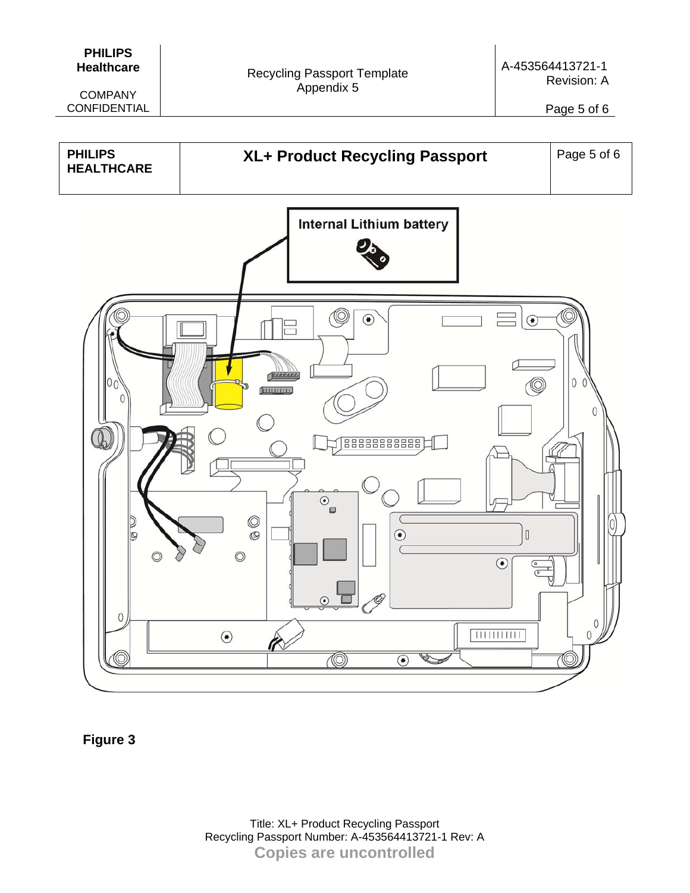| PHILIPS HEALTHCARE | XL+ Product Recycling Passport | Page 5 of 6 |
|---|---|---|

Internal Lithium battery

Figure 3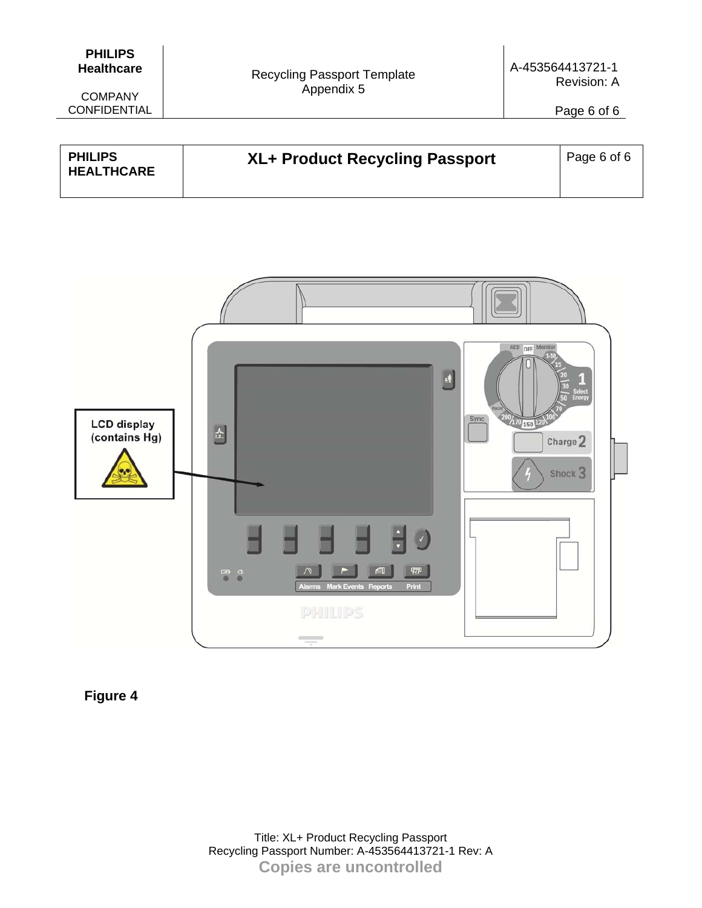LCD display (contains Hg)

AED OFF Monitor

1-10

15

20

30

50

70

100

120

150

170

200

Pacer

1 Select Energy

Sync

Charge 2

Shock 3

Alarms Mark Events Reports Print

PHILIPS

**Figure 4**